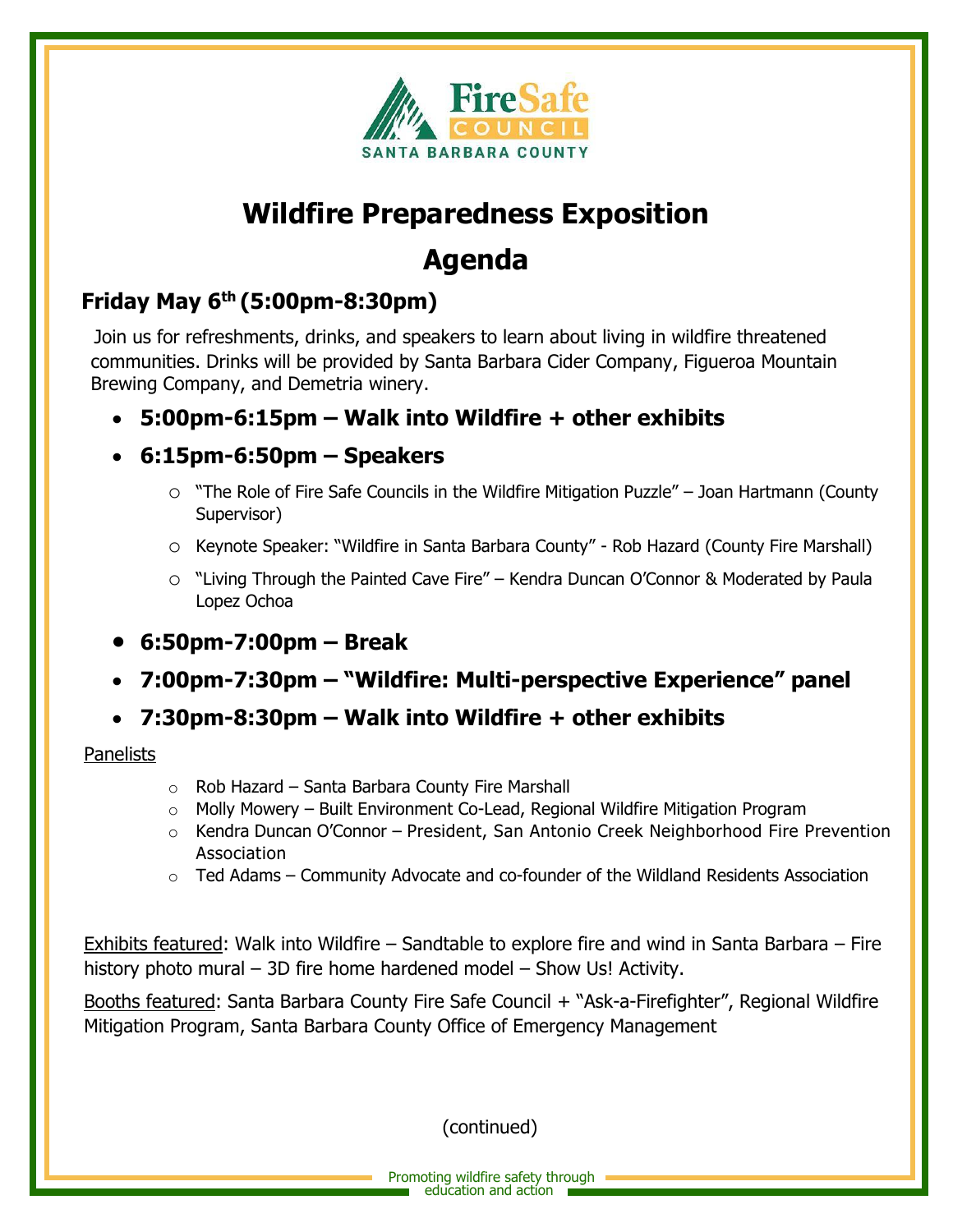FireSafe COUNCIL
SANTA BARBARA COUNTY

# Wildfire Preparedness Exposition

# Agenda

## Friday May 6th (5:00pm-8:30pm)

Join us for refreshments, drinks, and speakers to learn about living in wildfire threatened communities. Drinks will be provided by Santa Barbara Cider Company, Figueroa Mountain Brewing Company, and Demetria winery.

- **5:00pm-6:15pm – Walk into Wildfire + other exhibits**
- **6:15pm-6:50pm – Speakers**
  - "The Role of Fire Safe Councils in the Wildfire Mitigation Puzzle" – Joan Hartmann (County Supervisor)
  - Keynote Speaker: "Wildfire in Santa Barbara County" - Rob Hazard (County Fire Marshall)
  - "Living Through the Painted Cave Fire" – Kendra Duncan O'Connor & Moderated by Paula Lopez Ochoa
- **6:50pm-7:00pm – Break**
- **7:00pm-7:30pm – "Wildfire: Multi-perspective Experience" panel**
- **7:30pm-8:30pm – Walk into Wildfire + other exhibits**

Panelists

- Rob Hazard – Santa Barbara County Fire Marshall
- Molly Mowery – Built Environment Co-Lead, Regional Wildfire Mitigation Program
- Kendra Duncan O'Connor – President, San Antonio Creek Neighborhood Fire Prevention Association
- Ted Adams – Community Advocate and co-founder of the Wildland Residents Association

Exhibits featured: Walk into Wildfire – Sandtable to explore fire and wind in Santa Barbara – Fire history photo mural – 3D fire home hardened model – Show Us! Activity.

Booths featured: Santa Barbara County Fire Safe Council + "Ask-a-Firefighter", Regional Wildfire Mitigation Program, Santa Barbara County Office of Emergency Management

(continued)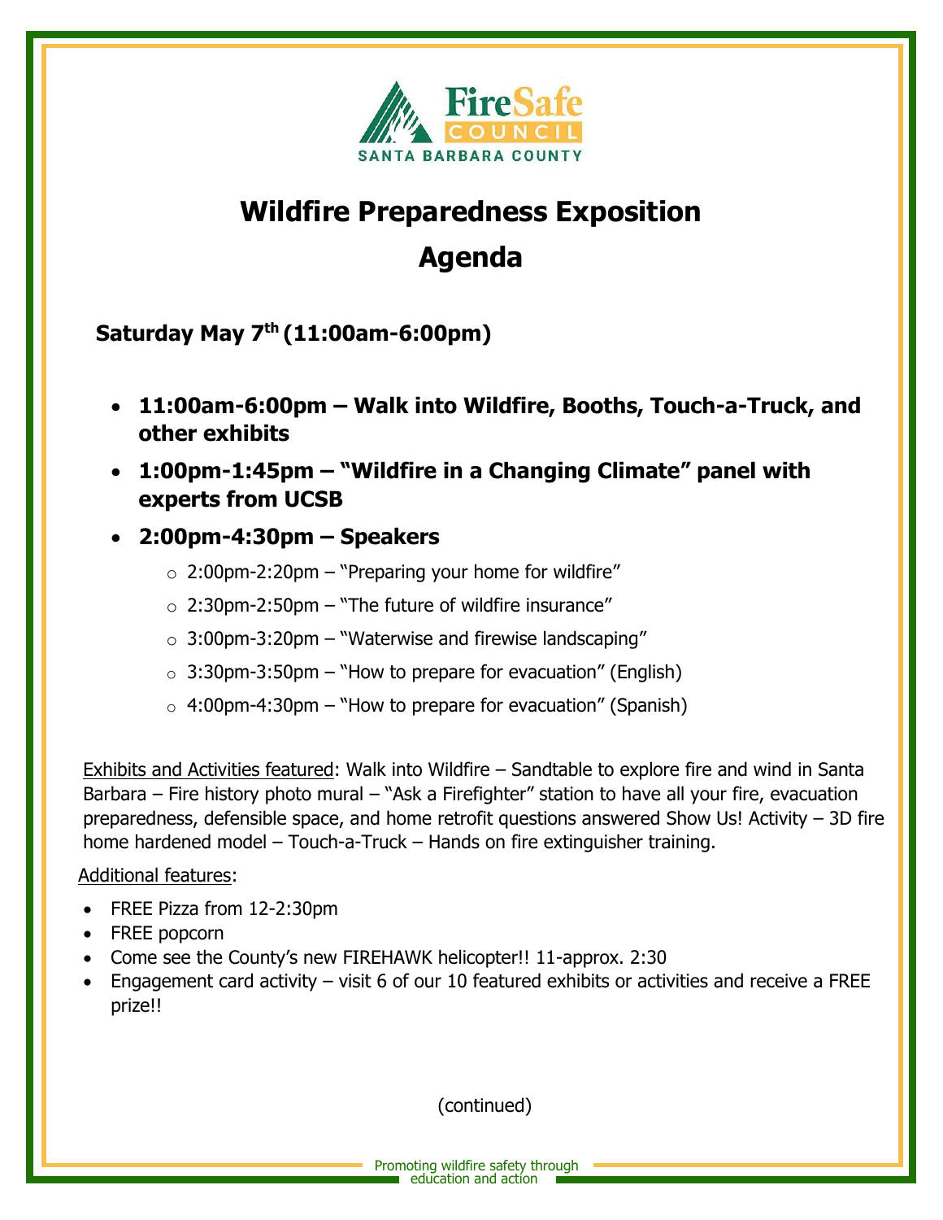FireSafe COUNCIL SANTA BARBARA COUNTY

# Wildfire Preparedness Exposition

# Agenda

**Saturday May 7th (11:00am-6:00pm)**

- **11:00am-6:00pm – Walk into Wildfire, Booths, Touch-a-Truck, and other exhibits**
- **1:00pm-1:45pm – "Wildfire in a Changing Climate" panel with experts from UCSB**
- **2:00pm-4:30pm – Speakers**
  - 2:00pm-2:20pm – "Preparing your home for wildfire"
  - 2:30pm-2:50pm – "The future of wildfire insurance"
  - 3:00pm-3:20pm – "Waterwise and firewise landscaping"
  - 3:30pm-3:50pm – "How to prepare for evacuation" (English)
  - 4:00pm-4:30pm – "How to prepare for evacuation" (Spanish)

Exhibits and Activities featured: Walk into Wildfire – Sandtable to explore fire and wind in Santa Barbara – Fire history photo mural – "Ask a Firefighter" station to have all your fire, evacuation preparedness, defensible space, and home retrofit questions answered Show Us! Activity – 3D fire home hardened model – Touch-a-Truck – Hands on fire extinguisher training.

Additional features:

- FREE Pizza from 12-2:30pm
- FREE popcorn
- Come see the County's new FIREHAWK helicopter!! 11-approx. 2:30
- Engagement card activity – visit 6 of our 10 featured exhibits or activities and receive a FREE prize!!

(continued)

Promoting wildfire safety through education and action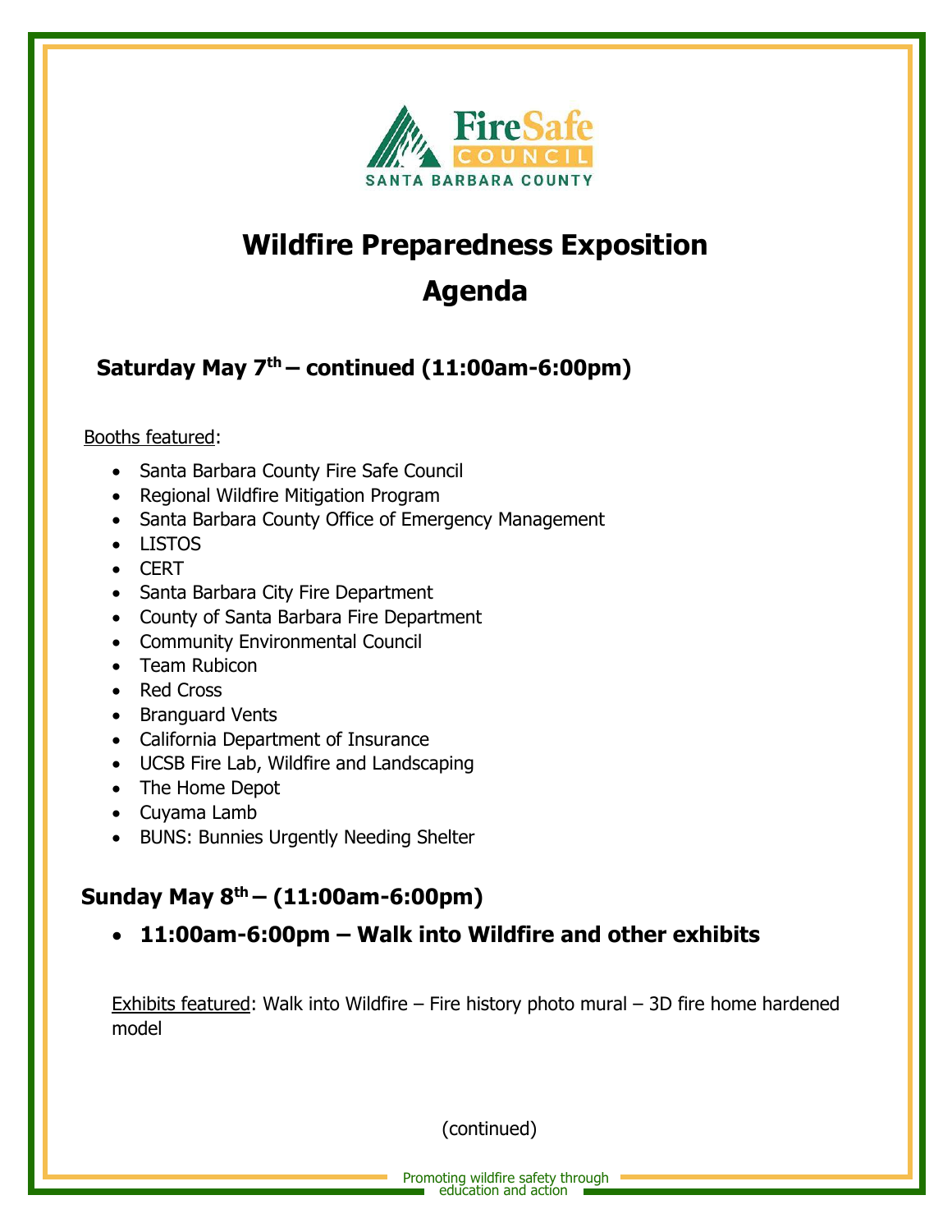# Wildfire Preparedness Exposition

# Agenda

## Saturday May 7th – continued (11:00am-6:00pm)

Booths featured:

- Santa Barbara County Fire Safe Council
- Regional Wildfire Mitigation Program
- Santa Barbara County Office of Emergency Management
- LISTOS
- CERT
- Santa Barbara City Fire Department
- County of Santa Barbara Fire Department
- Community Environmental Council
- Team Rubicon
- Red Cross
- Branguard Vents
- California Department of Insurance
- UCSB Fire Lab, Wildfire and Landscaping
- The Home Depot
- Cuyama Lamb
- BUNS: Bunnies Urgently Needing Shelter

## Sunday May 8th – (11:00am-6:00pm)

- **11:00am-6:00pm – Walk into Wildfire and other exhibits**

Exhibits featured: Walk into Wildfire – Fire history photo mural – 3D fire home hardened model

(continued)

Promoting wildfire safety through education and action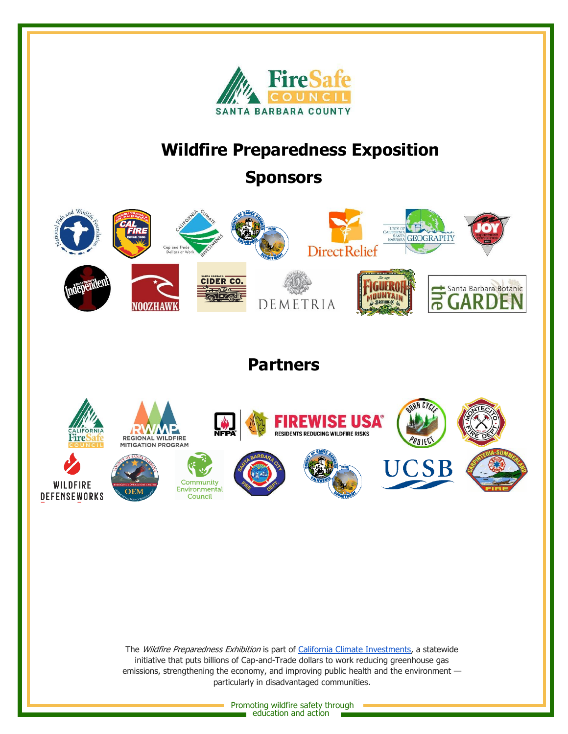# Wildfire Preparedness Exposition

## Sponsors

## Partners

The *Wildfire Preparedness Exhibition* is part of California Climate Investments, a statewide initiative that puts billions of Cap-and-Trade dollars to work reducing greenhouse gas emissions, strengthening the economy, and improving public health and the environment — particularly in disadvantaged communities.

Promoting wildfire safety through education and action